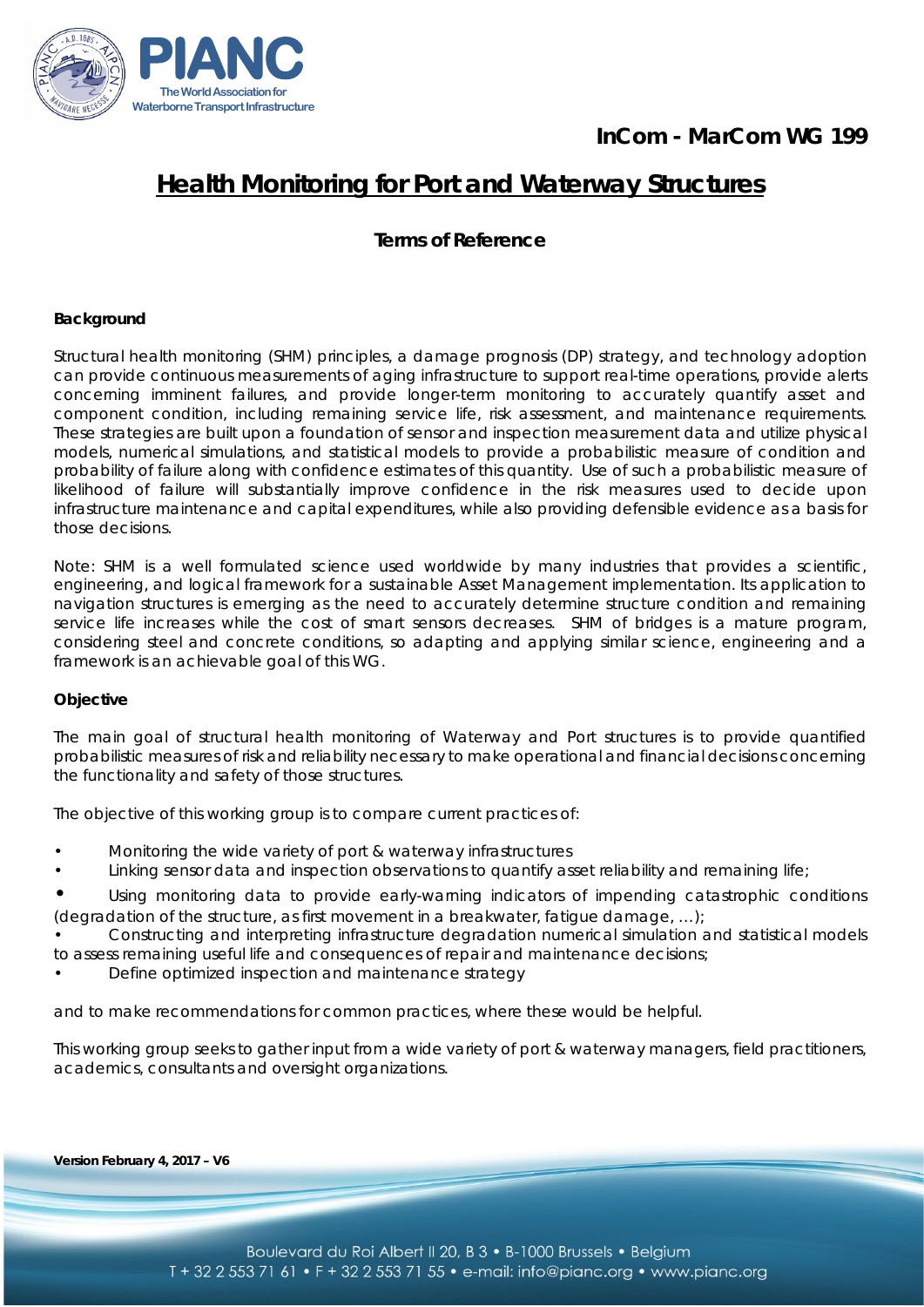InCom - MarCom WG 199

# Health Monitoring for Port and Waterway Structures

## Terms of Reference

### Background

Structural health monitoring (SHM) principles, a damage prognosis (DP) strategy, and technology adoption can provide continuous measurements of aging infrastructure to support real-time operations, provide alerts concerning imminent failures, and provide longer-term monitoring to accurately quantify asset and component condition, including remaining service life, risk assessment, and maintenance requirements. These strategies are built upon a foundation of sensor and inspection measurement data and utilize physical models, numerical simulations, and statistical models to provide a probabilistic measure of condition and probability of failure along with confidence estimates of this quantity. Use of such a probabilistic measure of likelihood of failure will substantially improve confidence in the risk measures used to decide upon infrastructure maintenance and capital expenditures, while also providing defensible evidence as a basis for those decisions.

Note: SHM is a well formulated science used worldwide by many industries that provides a scientific, engineering, and logical framework for a sustainable Asset Management implementation. Its application to navigation structures is emerging as the need to accurately determine structure condition and remaining service life increases while the cost of smart sensors decreases. SHM of bridges is a mature program, considering steel and concrete conditions, so adapting and applying similar science, engineering and a framework is an achievable goal of this WG.

### Objective

The main goal of structural health monitoring of Waterway and Port structures is to provide quantified probabilistic measures of risk and reliability necessary to make operational and financial decisions concerning the functionality and safety of those structures.

The objective of this working group is to compare current practices of:

- Monitoring the wide variety of port & waterway infrastructures
- Linking sensor data and inspection observations to quantify asset reliability and remaining life;
- Using monitoring data to provide early-warning indicators of impending catastrophic conditions (degradation of the structure, as first movement in a breakwater, fatigue damage, …);
- Constructing and interpreting infrastructure degradation numerical simulation and statistical models to assess remaining useful life and consequences of repair and maintenance decisions;
- Define optimized inspection and maintenance strategy

and to make recommendations for common practices, where these would be helpful.

This working group seeks to gather input from a wide variety of port & waterway managers, field practitioners, academics, consultants and oversight organizations.

**Version February 4, 2017 – V6**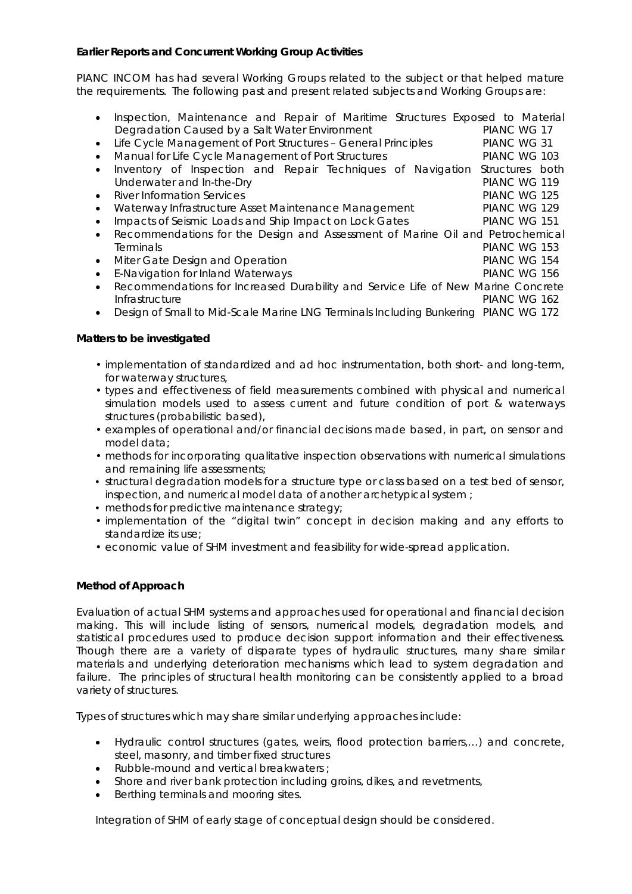**Earlier Reports and Concurrent Working Group Activities**

PIANC INCOM has had several Working Groups related to the subject or that helped mature the requirements. The following past and present related subjects and Working Groups are:

- Inspection, Maintenance and Repair of Maritime Structures Exposed to Material Degradation Caused by a Salt Water Environment — PIANC WG 17
- Life Cycle Management of Port Structures – General Principles — PIANC WG 31
- Manual for Life Cycle Management of Port Structures — PIANC WG 103
- Inventory of Inspection and Repair Techniques of Navigation Structures both Underwater and In-the-Dry — PIANC WG 119
- River Information Services — PIANC WG 125
- Waterway Infrastructure Asset Maintenance Management — PIANC WG 129
- Impacts of Seismic Loads and Ship Impact on Lock Gates — PIANC WG 151
- Recommendations for the Design and Assessment of Marine Oil and Petrochemical Terminals — PIANC WG 153
- Miter Gate Design and Operation — PIANC WG 154
- E-Navigation for Inland Waterways — PIANC WG 156
- Recommendations for Increased Durability and Service Life of New Marine Concrete Infrastructure — PIANC WG 162
- Design of Small to Mid-Scale Marine LNG Terminals Including Bunkering — PIANC WG 172

**Matters to be investigated**

- implementation of standardized and ad hoc instrumentation, both short- and long-term, for waterway structures,
- types and effectiveness of field measurements combined with physical and numerical simulation models used to assess current and future condition of port & waterways structures (probabilistic based),
- examples of operational and/or financial decisions made based, in part, on sensor and model data;
- methods for incorporating qualitative inspection observations with numerical simulations and remaining life assessments;
- structural degradation models for a structure type or class based on a test bed of sensor, inspection, and numerical model data of another archetypical system ;
- methods for predictive maintenance strategy;
- implementation of the "digital twin" concept in decision making and any efforts to standardize its use;
- economic value of SHM investment and feasibility for wide-spread application.

**Method of Approach**

Evaluation of actual SHM systems and approaches used for operational and financial decision making. This will include listing of sensors, numerical models, degradation models, and statistical procedures used to produce decision support information and their effectiveness. Though there are a variety of disparate types of hydraulic structures, many share similar materials and underlying deterioration mechanisms which lead to system degradation and failure. The principles of structural health monitoring can be consistently applied to a broad variety of structures.

Types of structures which may share similar underlying approaches include:

- Hydraulic control structures (gates, weirs, flood protection barriers,…) and concrete, steel, masonry, and timber fixed structures
- Rubble-mound and vertical breakwaters ;
- Shore and river bank protection including groins, dikes, and revetments,
- Berthing terminals and mooring sites.

Integration of SHM of early stage of conceptual design should be considered.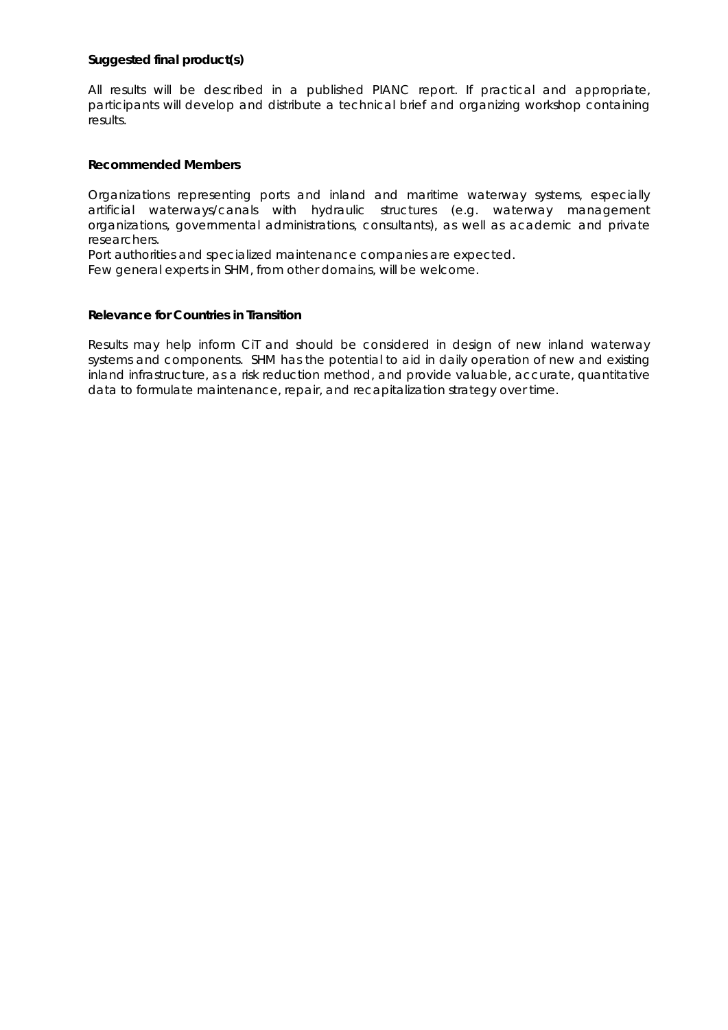**Suggested final product(s)**

All results will be described in a published PIANC report. If practical and appropriate, participants will develop and distribute a technical brief and organizing workshop containing results.

**Recommended Members**

Organizations representing ports and inland and maritime waterway systems, especially artificial waterways/canals with hydraulic structures (e.g. waterway management organizations, governmental administrations, consultants), as well as academic and private researchers.
Port authorities and specialized maintenance companies are expected.
Few general experts in SHM, from other domains, will be welcome.

**Relevance for Countries in Transition**

Results may help inform CiT and should be considered in design of new inland waterway systems and components. SHM has the potential to aid in daily operation of new and existing inland infrastructure, as a risk reduction method, and provide valuable, accurate, quantitative data to formulate maintenance, repair, and recapitalization strategy over time.